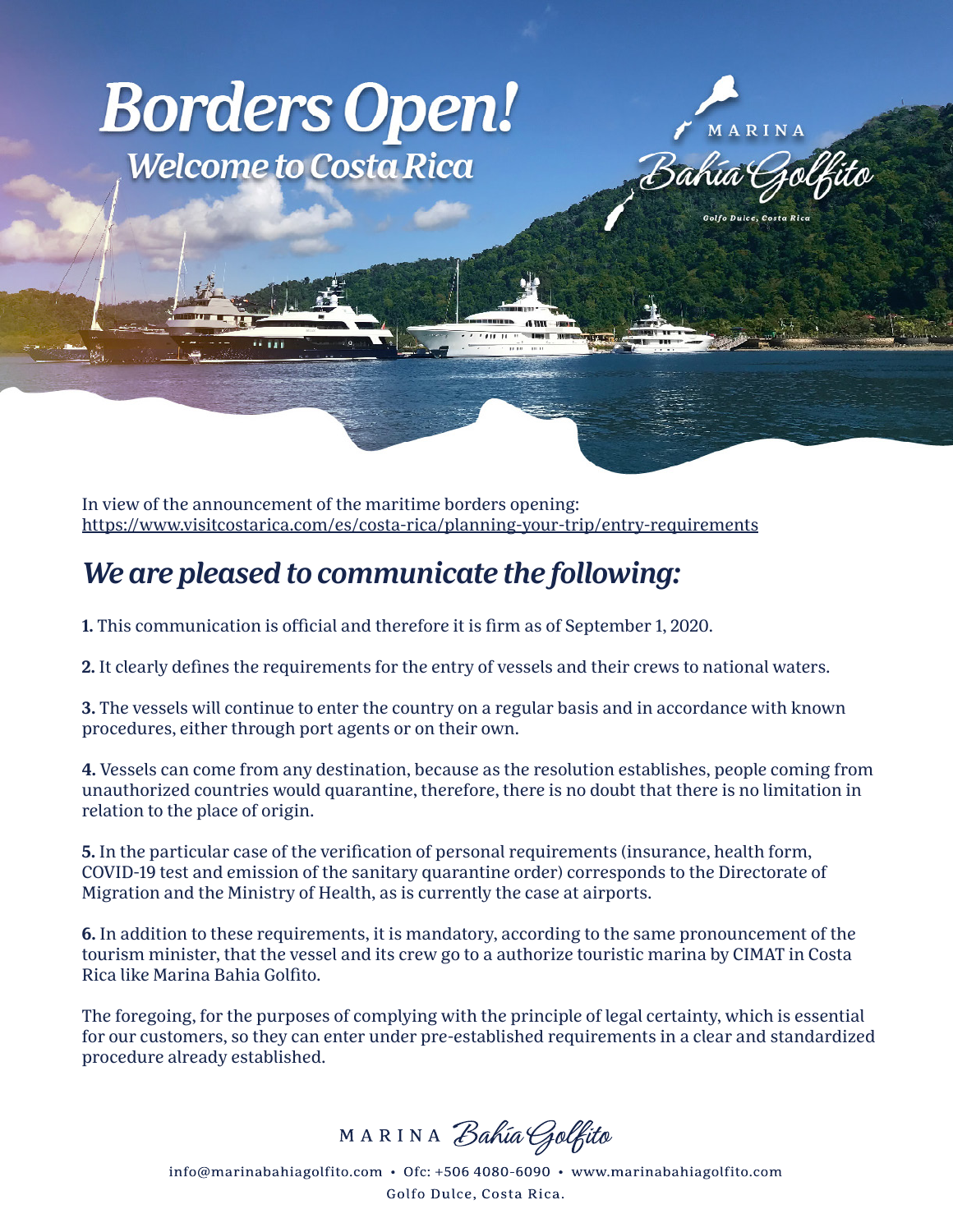# Borders Open!

## *Welcome to Costa Rica*

MARINA Bahía Golfito

Golfo Dulce, Costa Rica

In view of the announcement of the maritime borders opening:
https://www.visitcostarica.com/es/costa-rica/planning-your-trip/entry-requirements

## *We are pleased to communicate the following:*

**1.** This communication is official and therefore it is firm as of September 1, 2020.

**2.** It clearly defines the requirements for the entry of vessels and their crews to national waters.

**3.** The vessels will continue to enter the country on a regular basis and in accordance with known procedures, either through port agents or on their own.

**4.** Vessels can come from any destination, because as the resolution establishes, people coming from unauthorized countries would quarantine, therefore, there is no doubt that there is no limitation in relation to the place of origin.

**5.** In the particular case of the verification of personal requirements (insurance, health form, COVID-19 test and emission of the sanitary quarantine order) corresponds to the Directorate of Migration and the Ministry of Health, as is currently the case at airports.

**6.** In addition to these requirements, it is mandatory, according to the same pronouncement of the tourism minister, that the vessel and its crew go to a authorize touristic marina by CIMAT in Costa Rica like Marina Bahia Golfito.

The foregoing, for the purposes of complying with the principle of legal certainty, which is essential for our customers, so they can enter under pre-established requirements in a clear and standardized procedure already established.

MARINA Bahía Golfito

info@marinabahiagolfito.com • Ofc: +506 4080-6090 • www.marinabahiagolfito.com
Golfo Dulce, Costa Rica.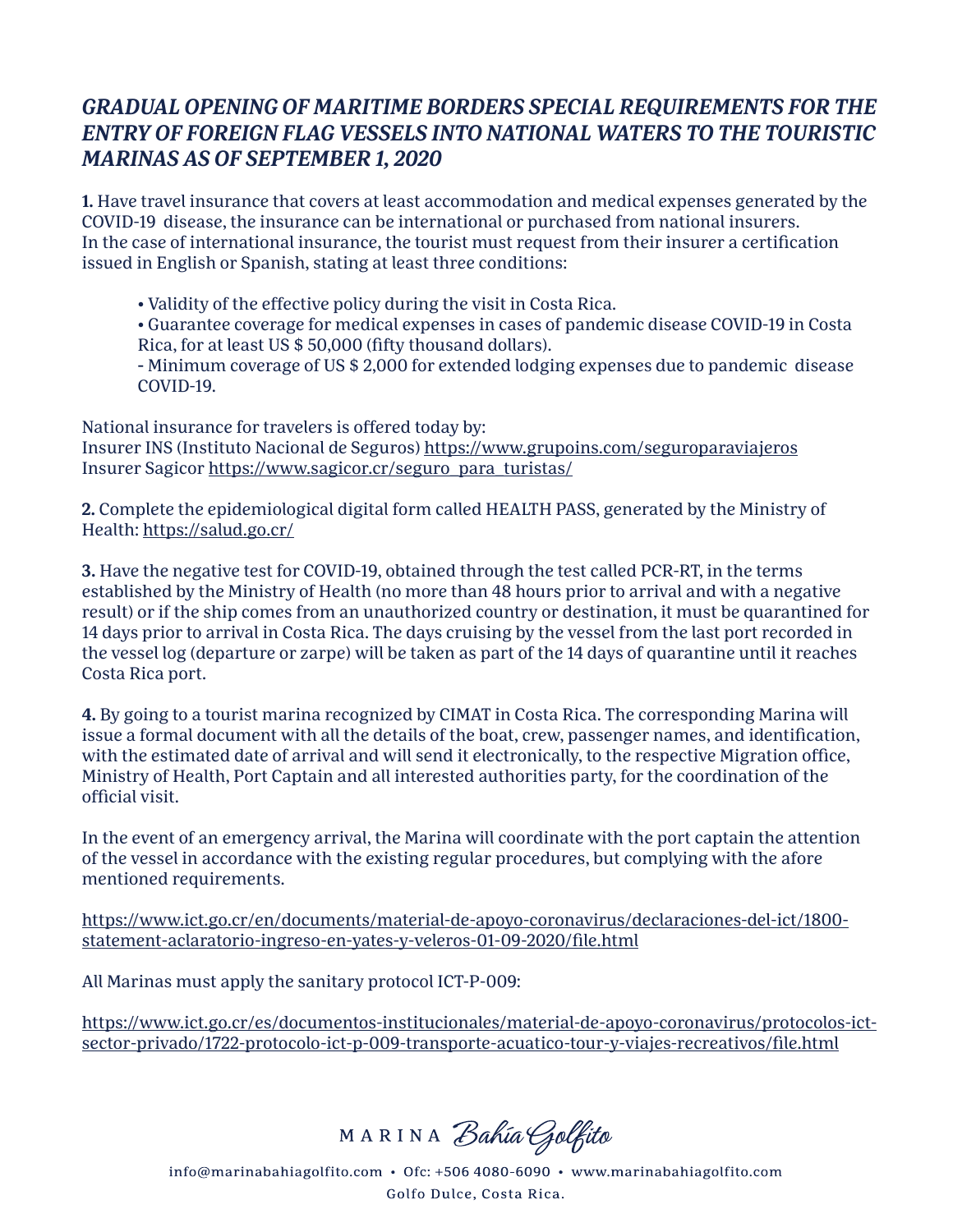# *GRADUAL OPENING OF MARITIME BORDERS SPECIAL REQUIREMENTS FOR THE ENTRY OF FOREIGN FLAG VESSELS INTO NATIONAL WATERS TO THE TOURISTIC MARINAS AS OF SEPTEMBER 1, 2020*

**1.** Have travel insurance that covers at least accommodation and medical expenses generated by the COVID-19 disease, the insurance can be international or purchased from national insurers. In the case of international insurance, the tourist must request from their insurer a certification issued in English or Spanish, stating at least three conditions:

- Validity of the effective policy during the visit in Costa Rica.
- Guarantee coverage for medical expenses in cases of pandemic disease COVID-19 in Costa Rica, for at least US $ 50,000 (fifty thousand dollars).
- Minimum coverage of US $ 2,000 for extended lodging expenses due to pandemic disease COVID-19.

National insurance for travelers is offered today by:
Insurer INS (Instituto Nacional de Seguros) https://www.grupoins.com/seguroparaviajeros
Insurer Sagicor https://www.sagicor.cr/seguro_para_turistas/

**2.** Complete the epidemiological digital form called HEALTH PASS, generated by the Ministry of Health: https://salud.go.cr/

**3.** Have the negative test for COVID-19, obtained through the test called PCR-RT, in the terms established by the Ministry of Health (no more than 48 hours prior to arrival and with a negative result) or if the ship comes from an unauthorized country or destination, it must be quarantined for 14 days prior to arrival in Costa Rica. The days cruising by the vessel from the last port recorded in the vessel log (departure or zarpe) will be taken as part of the 14 days of quarantine until it reaches Costa Rica port.

**4.** By going to a tourist marina recognized by CIMAT in Costa Rica. The corresponding Marina will issue a formal document with all the details of the boat, crew, passenger names, and identification, with the estimated date of arrival and will send it electronically, to the respective Migration office, Ministry of Health, Port Captain and all interested authorities party, for the coordination of the official visit.

In the event of an emergency arrival, the Marina will coordinate with the port captain the attention of the vessel in accordance with the existing regular procedures, but complying with the afore mentioned requirements.

https://www.ict.go.cr/en/documents/material-de-apoyo-coronavirus/declaraciones-del-ict/1800-statement-aclaratorio-ingreso-en-yates-y-veleros-01-09-2020/file.html

All Marinas must apply the sanitary protocol ICT-P-009:

https://www.ict.go.cr/es/documentos-institucionales/material-de-apoyo-coronavirus/protocolos-ict-sector-privado/1722-protocolo-ict-p-009-transporte-acuatico-tour-y-viajes-recreativos/file.html

MARINA *Bahía Golfito*

info@marinabahiagolfito.com • Ofc: +506 4080-6090 • www.marinabahiagolfito.com
Golfo Dulce, Costa Rica.